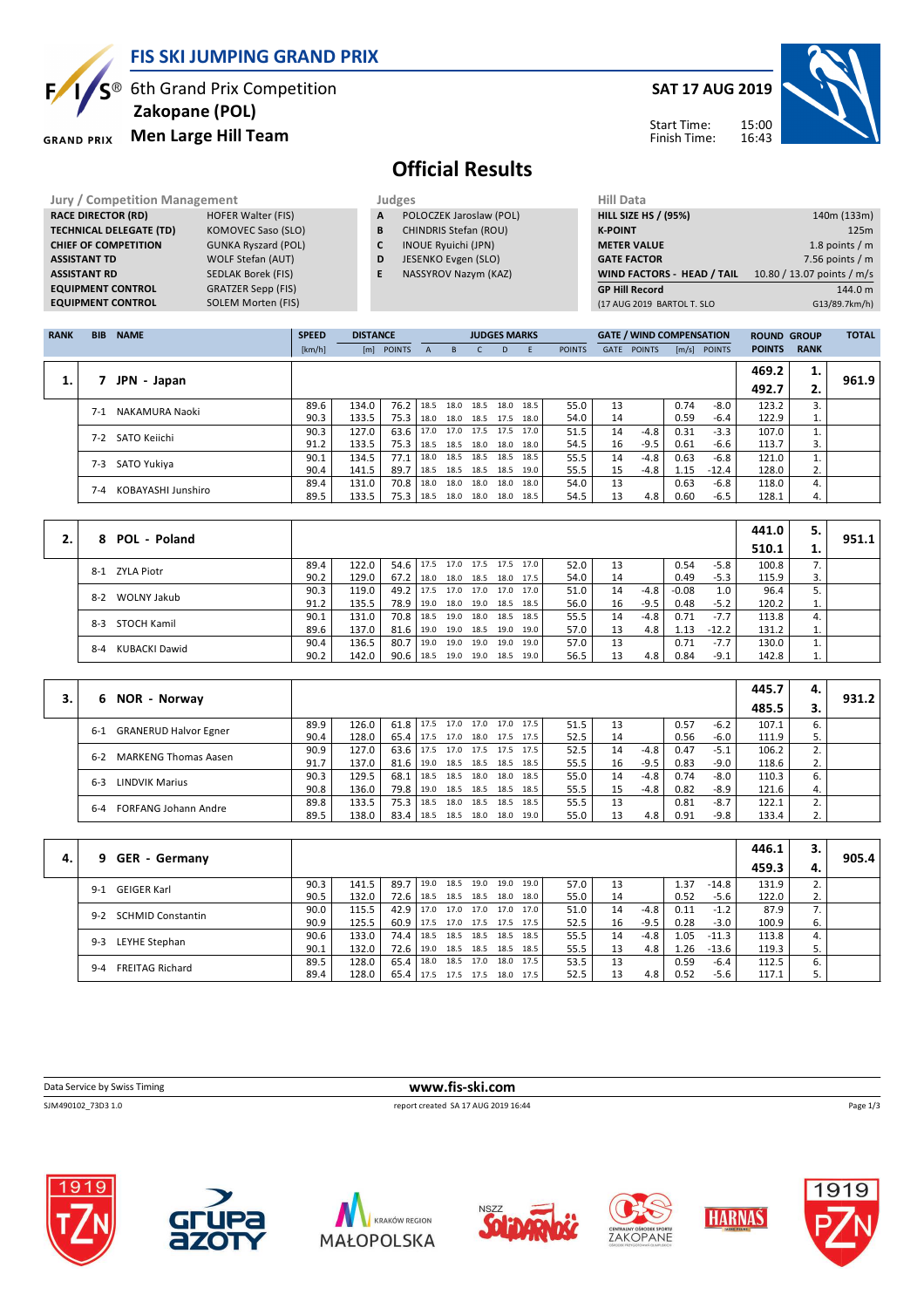# FIS SKI JUMPING GRAND PRIX

## 6th Grand Prix Competition
## Zakopane (POL)
## Men Large Hill Team

**SAT 17 AUG 2019**

Start Time: 15:00
Finish Time: 16:43

# Official Results

| Jury / Competition Management | |
|---|---|
| RACE DIRECTOR (RD) | HOFER Walter (FIS) |
| TECHNICAL DELEGATE (TD) | KOMOVEC Saso (SLO) |
| CHIEF OF COMPETITION | GUNKA Ryszard (POL) |
| ASSISTANT TD | WOLF Stefan (AUT) |
| ASSISTANT RD | SEDLAK Borek (FIS) |
| EQUIPMENT CONTROL | GRATZER Sepp (FIS) |
| EQUIPMENT CONTROL | SOLEM Morten (FIS) |

| Judges | |
|---|---|
| A | POLOCZEK Jaroslaw (POL) |
| B | CHINDRIS Stefan (ROU) |
| C | INOUE Ryuichi (JPN) |
| D | JESENKO Evgen (SLO) |
| E | NASSYROV Nazym (KAZ) |

| Hill Data | |
|---|---|
| HILL SIZE HS / (95%) | 140m (133m) |
| K-POINT | 125m |
| METER VALUE | 1.8 points / m |
| GATE FACTOR | 7.56 points / m |
| WIND FACTORS - HEAD / TAIL | 10.80 / 13.07 points / m/s |
| GP Hill Record | 144.0 m |
| (17 AUG 2019 BARTOL T. SLO | G13/89.7km/h) |

| RANK | BIB | NAME | SPEED [km/h] | DISTANCE [m] | DISTANCE POINTS | A | B | C | D | E | JUDGES POINTS | GATE | GATE POINTS | WIND [m/s] | WIND POINTS | ROUND POINTS | GROUP RANK | TOTAL |
|---|---|---|---|---|---|---|---|---|---|---|---|---|---|---|---|---|---|---|
| 1. | 7 | JPN - Japan | | | | | | | | | | | | | | 469.2 | 1. | 961.9 |
| | | | | | | | | | | | | | | | | 492.7 | 2. | |
| | 7-1 | NAKAMURA Naoki | 89.6 | 134.0 | 76.2 | 18.5 | 18.0 | 18.5 | 18.0 | 18.5 | 55.0 | 13 | | 0.74 | -8.0 | 123.2 | 3. | |
| | | | 90.3 | 133.5 | 75.3 | 18.0 | 18.0 | 18.5 | 17.5 | 18.0 | 54.0 | 14 | | 0.59 | -6.4 | 122.9 | 1. | |
| | 7-2 | SATO Keiichi | 90.3 | 127.0 | 63.6 | 17.0 | 17.0 | 17.5 | 17.5 | 17.0 | 51.5 | 14 | -4.8 | 0.31 | -3.3 | 107.0 | 1. | |
| | | | 91.2 | 133.5 | 75.3 | 18.5 | 18.5 | 18.0 | 18.0 | 18.0 | 54.5 | 16 | -9.5 | 0.61 | -6.6 | 113.7 | 3. | |
| | 7-3 | SATO Yukiya | 90.1 | 134.5 | 77.1 | 18.0 | 18.5 | 18.5 | 18.5 | 18.5 | 55.5 | 14 | -4.8 | 0.63 | -6.8 | 121.0 | 1. | |
| | | | 90.4 | 141.5 | 89.7 | 18.5 | 18.5 | 18.5 | 18.5 | 19.0 | 55.5 | 15 | -4.8 | 1.15 | -12.4 | 128.0 | 2. | |
| | 7-4 | KOBAYASHI Junshiro | 89.4 | 131.0 | 70.8 | 18.0 | 18.0 | 18.0 | 18.0 | 18.0 | 54.0 | 13 | | 0.63 | -6.8 | 118.0 | 4. | |
| | | | 89.5 | 133.5 | 75.3 | 18.5 | 18.0 | 18.0 | 18.0 | 18.5 | 54.5 | 13 | 4.8 | 0.60 | -6.5 | 128.1 | 4. | |
| 2. | 8 | POL - Poland | | | | | | | | | | | | | | 441.0 | 5. | 951.1 |
| | | | | | | | | | | | | | | | | 510.1 | 1. | |
| | 8-1 | ZYLA Piotr | 89.4 | 122.0 | 54.6 | 17.5 | 17.0 | 17.5 | 17.5 | 17.0 | 52.0 | 13 | | 0.54 | -5.8 | 100.8 | 7. | |
| | | | 90.2 | 129.0 | 67.2 | 18.0 | 18.0 | 18.5 | 18.0 | 17.5 | 54.0 | 14 | | 0.49 | -5.3 | 115.9 | 3. | |
| | 8-2 | WOLNY Jakub | 90.3 | 119.0 | 49.2 | 17.5 | 17.0 | 17.0 | 17.0 | 17.0 | 51.0 | 14 | -4.8 | -0.08 | 1.0 | 96.4 | 5. | |
| | | | 91.2 | 135.5 | 78.9 | 19.0 | 18.0 | 19.0 | 18.5 | 18.5 | 56.0 | 16 | -9.5 | 0.48 | -5.2 | 120.2 | 1. | |
| | 8-3 | STOCH Kamil | 90.1 | 131.0 | 70.8 | 18.5 | 19.0 | 18.0 | 18.5 | 18.5 | 55.5 | 14 | -4.8 | 0.71 | -7.7 | 113.8 | 4. | |
| | | | 89.6 | 137.0 | 81.6 | 19.0 | 19.0 | 18.5 | 19.0 | 19.0 | 57.0 | 13 | 4.8 | 1.13 | -12.2 | 131.2 | 1. | |
| | 8-4 | KUBACKI Dawid | 90.4 | 136.5 | 80.7 | 19.0 | 19.0 | 19.0 | 19.0 | 19.0 | 57.0 | 13 | | 0.71 | -7.7 | 130.0 | 1. | |
| | | | 90.2 | 142.0 | 90.6 | 18.5 | 19.0 | 19.0 | 18.5 | 19.0 | 56.5 | 13 | 4.8 | 0.84 | -9.1 | 142.8 | 1. | |
| 3. | 6 | NOR - Norway | | | | | | | | | | | | | | 445.7 | 4. | 931.2 |
| | | | | | | | | | | | | | | | | 485.5 | 3. | |
| | 6-1 | GRANERUD Halvor Egner | 89.9 | 126.0 | 61.8 | 17.5 | 17.0 | 17.0 | 17.0 | 17.5 | 51.5 | 13 | | 0.57 | -6.2 | 107.1 | 6. | |
| | | | 90.4 | 128.0 | 65.4 | 17.5 | 17.0 | 18.0 | 17.5 | 17.5 | 52.5 | 14 | | 0.56 | -6.0 | 111.9 | 5. | |
| | 6-2 | MARKENG Thomas Aasen | 90.9 | 127.0 | 63.6 | 17.5 | 17.0 | 17.5 | 17.5 | 17.5 | 52.5 | 14 | -4.8 | 0.47 | -5.1 | 106.2 | 2. | |
| | | | 91.7 | 137.0 | 81.6 | 19.0 | 18.5 | 18.5 | 18.5 | 18.5 | 55.5 | 16 | -9.5 | 0.83 | -9.0 | 118.6 | 2. | |
| | 6-3 | LINDVIK Marius | 90.3 | 129.5 | 68.1 | 18.5 | 18.5 | 18.0 | 18.0 | 18.5 | 55.0 | 14 | -4.8 | 0.74 | -8.0 | 110.3 | 6. | |
| | | | 90.8 | 136.0 | 79.8 | 19.0 | 18.5 | 18.5 | 18.5 | 18.5 | 55.5 | 15 | -4.8 | 0.82 | -8.9 | 121.6 | 4. | |
| | 6-4 | FORFANG Johann Andre | 89.8 | 133.5 | 75.3 | 18.5 | 18.0 | 18.5 | 18.5 | 18.5 | 55.5 | 13 | | 0.81 | -8.7 | 122.1 | 2. | |
| | | | 89.5 | 138.0 | 83.4 | 18.5 | 18.5 | 18.0 | 18.0 | 19.0 | 55.0 | 13 | 4.8 | 0.91 | -9.8 | 133.4 | 2. | |
| 4. | 9 | GER - Germany | | | | | | | | | | | | | | 446.1 | 3. | 905.4 |
| | | | | | | | | | | | | | | | | 459.3 | 4. | |
| | 9-1 | GEIGER Karl | 90.3 | 141.5 | 89.7 | 19.0 | 18.5 | 19.0 | 19.0 | 19.0 | 57.0 | 13 | | 1.37 | -14.8 | 131.9 | 2. | |
| | | | 90.5 | 132.0 | 72.6 | 18.5 | 18.5 | 18.5 | 18.0 | 18.0 | 55.0 | 14 | | 0.52 | -5.6 | 122.0 | 2. | |
| | 9-2 | SCHMID Constantin | 90.0 | 115.5 | 42.9 | 17.0 | 17.0 | 17.0 | 17.0 | 17.0 | 51.0 | 14 | -4.8 | 0.11 | -1.2 | 87.9 | 7. | |
| | | | 90.9 | 125.5 | 60.9 | 17.5 | 17.0 | 17.5 | 17.5 | 17.5 | 52.5 | 16 | -9.5 | 0.28 | -3.0 | 100.9 | 6. | |
| | 9-3 | LEYHE Stephan | 90.6 | 133.0 | 74.4 | 18.5 | 18.5 | 18.5 | 18.5 | 18.5 | 55.5 | 14 | -4.8 | 1.05 | -11.3 | 113.8 | 4. | |
| | | | 90.1 | 132.0 | 72.6 | 19.0 | 18.5 | 18.5 | 18.5 | 18.5 | 55.5 | 13 | 4.8 | 1.26 | -13.6 | 119.3 | 5. | |
| | 9-4 | FREITAG Richard | 89.5 | 128.0 | 65.4 | 18.0 | 18.5 | 17.0 | 18.0 | 17.5 | 53.5 | 13 | | 0.59 | -6.4 | 112.5 | 6. | |
| | | | 89.4 | 128.0 | 65.4 | 17.5 | 17.5 | 17.5 | 18.0 | 17.5 | 52.5 | 13 | 4.8 | 0.52 | -5.6 | 117.1 | 5. | |

Data Service by Swiss Timing

www.fis-ski.com

SJM490102_73D3 1.0 report created SA 17 AUG 2019 16:44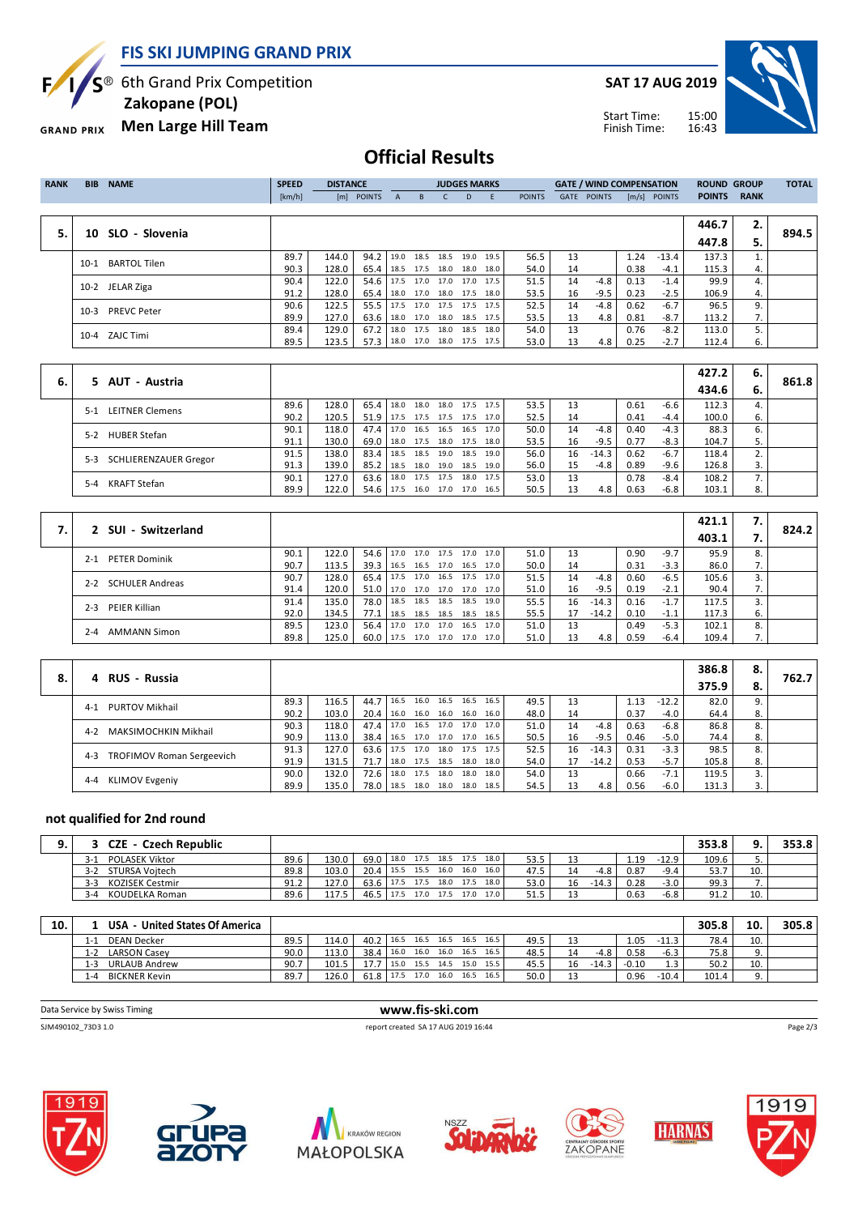# FIS SKI JUMPING GRAND PRIX

6th Grand Prix Competition
**Zakopane (POL)**
**Men Large Hill Team**

**SAT 17 AUG 2019**

Start Time: 15:00
Finish Time: 16:43

## Official Results

| RANK | BIB | NAME | SPEED [km/h] | DISTANCE [m] | DISTANCE POINTS | A | B | C | D | E | JUDGES POINTS | GATE | GATE POINTS | WIND [m/s] | WIND POINTS | ROUND POINTS | GROUP RANK | TOTAL |
|---|---|---|---|---|---|---|---|---|---|---|---|---|---|---|---|---|---|---|
| 5. | 10 | SLO - Slovenia | | | | | | | | | | | | | | 446.7 | 2. | 894.5 |
| | | | | | | | | | | | | | | | | 447.8 | 5. | |
| | 10-1 | BARTOL Tilen | 89.7 | 144.0 | 94.2 | 19.0 | 18.5 | 18.5 | 19.0 | 19.5 | 56.5 | 13 | | 1.24 | -13.4 | 137.3 | 1. | |
| | | | 90.3 | 128.0 | 65.4 | 18.5 | 17.5 | 18.0 | 18.0 | 18.0 | 54.0 | 14 | | 0.38 | -4.1 | 115.3 | 4. | |
| | 10-2 | JELAR Ziga | 90.4 | 122.0 | 54.6 | 17.5 | 17.0 | 17.0 | 17.0 | 17.5 | 51.5 | 14 | -4.8 | 0.13 | -1.4 | 99.9 | 4. | |
| | | | 91.2 | 128.0 | 65.4 | 18.0 | 17.0 | 18.0 | 17.5 | 18.0 | 53.5 | 16 | -9.5 | 0.23 | -2.5 | 106.9 | 4. | |
| | 10-3 | PREVC Peter | 90.6 | 122.5 | 55.5 | 17.5 | 17.0 | 17.5 | 17.5 | 17.5 | 52.5 | 14 | -4.8 | 0.62 | -6.7 | 96.5 | 9. | |
| | | | 89.9 | 127.0 | 63.6 | 18.0 | 17.0 | 18.0 | 18.5 | 17.5 | 53.5 | 13 | 4.8 | 0.81 | -8.7 | 113.2 | 7. | |
| | 10-4 | ZAJC Timi | 89.4 | 129.0 | 67.2 | 18.0 | 17.5 | 18.0 | 18.5 | 18.0 | 54.0 | 13 | | 0.76 | -8.2 | 113.0 | 5. | |
| | | | 89.5 | 123.5 | 57.3 | 18.0 | 17.0 | 18.0 | 17.5 | 17.5 | 53.0 | 13 | 4.8 | 0.25 | -2.7 | 112.4 | 6. | |
| 6. | 5 | AUT - Austria | | | | | | | | | | | | | | 427.2 | 6. | 861.8 |
| | | | | | | | | | | | | | | | | 434.6 | 6. | |
| | 5-1 | LEITNER Clemens | 89.6 | 128.0 | 65.4 | 18.0 | 18.0 | 18.0 | 17.5 | 17.5 | 53.5 | 13 | | 0.61 | -6.6 | 112.3 | 4. | |
| | | | 90.2 | 120.5 | 51.9 | 17.5 | 17.5 | 17.5 | 17.5 | 17.0 | 52.5 | 14 | | 0.41 | -4.4 | 100.0 | 6. | |
| | 5-2 | HUBER Stefan | 90.1 | 118.0 | 47.4 | 17.0 | 16.5 | 16.5 | 16.5 | 17.0 | 50.0 | 14 | -4.8 | 0.40 | -4.3 | 88.3 | 6. | |
| | | | 91.1 | 130.0 | 69.0 | 18.0 | 17.5 | 18.0 | 17.5 | 18.0 | 53.5 | 16 | -9.5 | 0.77 | -8.3 | 104.7 | 5. | |
| | 5-3 | SCHLIERENZAUER Gregor | 91.5 | 138.0 | 83.4 | 18.5 | 18.5 | 19.0 | 18.5 | 19.0 | 56.0 | 16 | -14.3 | 0.62 | -6.7 | 118.4 | 2. | |
| | | | 91.3 | 139.0 | 85.2 | 18.5 | 18.0 | 19.0 | 18.5 | 19.0 | 56.0 | 15 | -4.8 | 0.89 | -9.6 | 126.8 | 3. | |
| | 5-4 | KRAFT Stefan | 90.1 | 127.0 | 63.6 | 18.0 | 17.5 | 17.5 | 18.0 | 17.5 | 53.0 | 13 | | 0.78 | -8.4 | 108.2 | 7. | |
| | | | 89.9 | 122.0 | 54.6 | 17.5 | 16.0 | 17.0 | 17.0 | 16.5 | 50.5 | 13 | 4.8 | 0.63 | -6.8 | 103.1 | 8. | |
| 7. | 2 | SUI - Switzerland | | | | | | | | | | | | | | 421.1 | 7. | 824.2 |
| | | | | | | | | | | | | | | | | 403.1 | 7. | |
| | 2-1 | PETER Dominik | 90.1 | 122.0 | 54.6 | 17.0 | 17.0 | 17.5 | 17.0 | 17.0 | 51.0 | 13 | | 0.90 | -9.7 | 95.9 | 8. | |
| | | | 90.7 | 113.5 | 39.3 | 16.5 | 16.5 | 17.0 | 16.5 | 17.0 | 50.0 | 14 | | 0.31 | -3.3 | 86.0 | 7. | |
| | 2-2 | SCHULER Andreas | 90.7 | 128.0 | 65.4 | 17.5 | 17.0 | 16.5 | 17.5 | 17.0 | 51.5 | 14 | -4.8 | 0.60 | -6.5 | 105.6 | 3. | |
| | | | 91.4 | 120.0 | 51.0 | 17.0 | 17.0 | 17.0 | 17.0 | 17.0 | 51.0 | 16 | -9.5 | 0.19 | -2.1 | 90.4 | 7. | |
| | 2-3 | PEIER Killian | 91.4 | 135.0 | 78.0 | 18.5 | 18.5 | 18.5 | 18.5 | 19.0 | 55.5 | 16 | -14.3 | 0.16 | -1.7 | 117.5 | 3. | |
| | | | 92.0 | 134.5 | 77.1 | 18.5 | 18.5 | 18.5 | 18.5 | 18.5 | 55.5 | 17 | -14.2 | 0.10 | -1.1 | 117.3 | 6. | |
| | 2-4 | AMMANN Simon | 89.5 | 123.0 | 56.4 | 17.0 | 17.0 | 17.0 | 16.5 | 17.0 | 51.0 | 13 | | 0.49 | -5.3 | 102.1 | 8. | |
| | | | 89.8 | 125.0 | 60.0 | 17.5 | 17.0 | 17.0 | 17.0 | 17.0 | 51.0 | 13 | 4.8 | 0.59 | -6.4 | 109.4 | 7. | |
| 8. | 4 | RUS - Russia | | | | | | | | | | | | | | 386.8 | 8. | 762.7 |
| | | | | | | | | | | | | | | | | 375.9 | 8. | |
| | 4-1 | PURTOV Mikhail | 89.3 | 116.5 | 44.7 | 16.5 | 16.0 | 16.5 | 16.5 | 16.5 | 49.5 | 13 | | 1.13 | -12.2 | 82.0 | 9. | |
| | | | 90.2 | 103.0 | 20.4 | 16.0 | 16.0 | 16.0 | 16.0 | 16.0 | 48.0 | 14 | | 0.37 | -4.0 | 64.4 | 8. | |
| | 4-2 | MAKSIMOCHKIN Mikhail | 90.3 | 118.0 | 47.4 | 17.0 | 16.5 | 17.0 | 17.0 | 17.0 | 51.0 | 14 | -4.8 | 0.63 | -6.8 | 86.8 | 8. | |
| | | | 90.9 | 113.0 | 38.4 | 16.5 | 17.0 | 17.0 | 17.0 | 16.5 | 50.5 | 16 | -9.5 | 0.46 | -5.0 | 74.4 | 8. | |
| | 4-3 | TROFIMOV Roman Sergeevich | 91.3 | 127.0 | 63.6 | 17.5 | 17.0 | 18.0 | 17.5 | 17.5 | 52.5 | 16 | -14.3 | 0.31 | -3.3 | 98.5 | 8. | |
| | | | 91.9 | 131.5 | 71.7 | 18.0 | 17.5 | 18.5 | 18.0 | 18.0 | 54.0 | 17 | -14.2 | 0.53 | -5.7 | 105.8 | 8. | |
| | 4-4 | KLIMOV Evgeniy | 90.0 | 132.0 | 72.6 | 18.0 | 17.5 | 18.0 | 18.0 | 18.0 | 54.0 | 13 | | 0.66 | -7.1 | 119.5 | 3. | |
| | | | 89.9 | 135.0 | 78.0 | 18.5 | 18.0 | 18.0 | 18.0 | 18.5 | 54.5 | 13 | 4.8 | 0.56 | -6.0 | 131.3 | 3. | |

### not qualified for 2nd round

| RANK | BIB | NAME | SPEED [km/h] | DISTANCE [m] | DISTANCE POINTS | A | B | C | D | E | JUDGES POINTS | GATE | GATE POINTS | WIND [m/s] | WIND POINTS | ROUND POINTS | GROUP RANK | TOTAL |
|---|---|---|---|---|---|---|---|---|---|---|---|---|---|---|---|---|---|---|
| 9. | 3 | CZE - Czech Republic | | | | | | | | | | | | | | 353.8 | 9. | 353.8 |
| | 3-1 | POLASEK Viktor | 89.6 | 130.0 | 69.0 | 18.0 | 17.5 | 18.5 | 17.5 | 18.0 | 53.5 | 13 | | 1.19 | -12.9 | 109.6 | 5. | |
| | 3-2 | STURSA Vojtech | 89.8 | 103.0 | 20.4 | 15.5 | 15.5 | 16.0 | 16.0 | 16.0 | 47.5 | 14 | -4.8 | 0.87 | -9.4 | 53.7 | 10. | |
| | 3-3 | KOZISEK Cestmir | 91.2 | 127.0 | 63.6 | 17.5 | 17.5 | 18.0 | 17.5 | 18.0 | 53.0 | 16 | -14.3 | 0.28 | -3.0 | 99.3 | 7. | |
| | 3-4 | KOUDELKA Roman | 89.6 | 117.5 | 46.5 | 17.5 | 17.0 | 17.5 | 17.0 | 17.0 | 51.5 | 13 | | 0.63 | -6.8 | 91.2 | 10. | |
| 10. | 1 | USA - United States Of America | | | | | | | | | | | | | | 305.8 | 10. | 305.8 |
| | 1-1 | DEAN Decker | 89.5 | 114.0 | 40.2 | 16.5 | 16.5 | 16.5 | 16.5 | 16.5 | 49.5 | 13 | | 1.05 | -11.3 | 78.4 | 10. | |
| | 1-2 | LARSON Casey | 90.0 | 113.0 | 38.4 | 16.0 | 16.0 | 16.0 | 16.5 | 16.5 | 48.5 | 14 | -4.8 | 0.58 | -6.3 | 75.8 | 9. | |
| | 1-3 | URLAUB Andrew | 90.7 | 101.5 | 17.7 | 15.0 | 15.5 | 14.5 | 15.0 | 15.5 | 45.5 | 16 | -14.3 | -0.10 | 1.3 | 50.2 | 10. | |
| | 1-4 | BICKNER Kevin | 89.7 | 126.0 | 61.8 | 17.5 | 17.0 | 16.0 | 16.5 | 16.5 | 50.0 | 13 | | 0.96 | -10.4 | 101.4 | 9. | |

Data Service by Swiss Timing — www.fis-ski.com

SJM490102_73D3 1.0 — report created SA 17 AUG 2019 16:44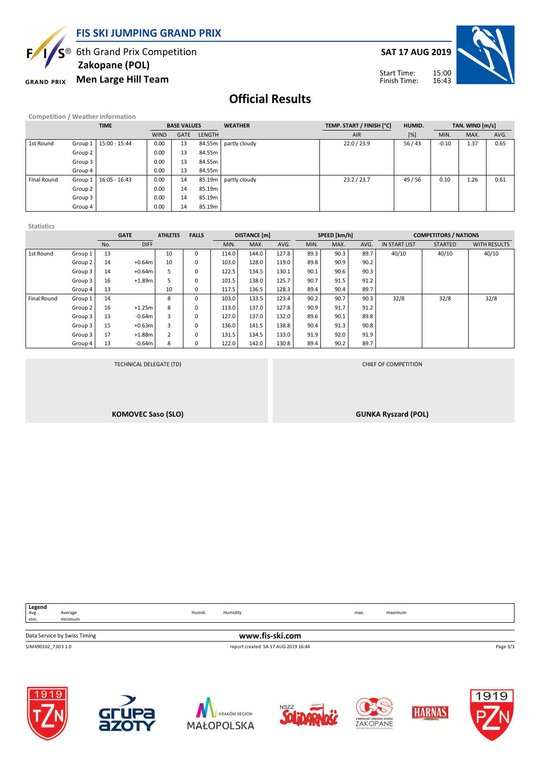# FIS SKI JUMPING GRAND PRIX

6th Grand Prix Competition
**Zakopane (POL)**
**Men Large Hill Team**

**SAT 17 AUG 2019**

Start Time: 15:00
Finish Time: 16:43

## Official Results

### Competition / Weather Information

| | | TIME | BASE VALUES | | | WEATHER | TEMP. START / FINISH [°C] | HUMID. | TAN. WIND [m/s] | | |
|---|---|---|---|---|---|---|---|---|---|---|---|
| | | | WIND | GATE | LENGTH | | AIR | [%] | MIN. | MAX. | AVG. |
| 1st Round | Group 1 | 15:00 - 15:44 | 0.00 | 13 | 84.55m | partly cloudy | 22.0 / 23.9 | 56 / 43 | -0.10 | 1.37 | 0.65 |
| | Group 2 | | 0.00 | 13 | 84.55m | | | | | | |
| | Group 3 | | 0.00 | 13 | 84.55m | | | | | | |
| | Group 4 | | 0.00 | 13 | 84.55m | | | | | | |
| Final Round | Group 1 | 16:05 - 16:43 | 0.00 | 14 | 85.19m | partly cloudy | 23.2 / 23.7 | 49 / 56 | 0.10 | 1.26 | 0.61 |
| | Group 2 | | 0.00 | 14 | 85.19m | | | | | | |
| | Group 3 | | 0.00 | 14 | 85.19m | | | | | | |
| | Group 4 | | 0.00 | 14 | 85.19m | | | | | | |

### Statistics

| | | GATE | | ATHLETES | FALLS | DISTANCE [m] | | | SPEED [km/h] | | | COMPETITORS / NATIONS | | |
|---|---|---|---|---|---|---|---|---|---|---|---|---|---|---|
| | | No. | DIFF | | | MIN. | MAX. | AVG. | MIN. | MAX. | AVG. | IN START LIST | STARTED | WITH RESULTS |
| 1st Round | Group 1 | 13 | | 10 | 0 | 114.0 | 144.0 | 127.8 | 89.3 | 90.3 | 89.7 | 40/10 | 40/10 | 40/10 |
| | Group 2 | 14 | +0.64m | 10 | 0 | 103.0 | 128.0 | 119.0 | 89.8 | 90.9 | 90.2 | | | |
| | Group 3 | 14 | +0.64m | 5 | 0 | 122.5 | 134.5 | 130.1 | 90.1 | 90.6 | 90.3 | | | |
| | Group 3 | 16 | +1.89m | 5 | 0 | 101.5 | 138.0 | 125.7 | 90.7 | 91.5 | 91.2 | | | |
| | Group 4 | 13 | | 10 | 0 | 117.5 | 136.5 | 128.3 | 89.4 | 90.4 | 89.7 | | | |
| Final Round | Group 1 | 14 | | 8 | 0 | 103.0 | 133.5 | 123.4 | 90.2 | 90.7 | 90.3 | 32/8 | 32/8 | 32/8 |
| | Group 2 | 16 | +1.25m | 8 | 0 | 113.0 | 137.0 | 127.8 | 90.9 | 91.7 | 91.2 | | | |
| | Group 3 | 13 | -0.64m | 3 | 0 | 127.0 | 137.0 | 132.0 | 89.6 | 90.1 | 89.8 | | | |
| | Group 3 | 15 | +0.63m | 3 | 0 | 136.0 | 141.5 | 138.8 | 90.4 | 91.3 | 90.8 | | | |
| | Group 3 | 17 | +1.88m | 2 | 0 | 131.5 | 134.5 | 133.0 | 91.9 | 92.0 | 91.9 | | | |
| | Group 4 | 13 | -0.64m | 8 | 0 | 122.0 | 142.0 | 130.8 | 89.4 | 90.2 | 89.7 | | | |

TECHNICAL DELEGATE (TD)

**KOMOVEC Saso (SLO)**

CHIEF OF COMPETITION

**GUNKA Ryszard (POL)**

**Legend**

| | | | | | |
|---|---|---|---|---|---|
| Avg. | Average | Humid. | Humidity | max. | maximum |
| min. | minimum | | | | |

Data Service by Swiss Timing

www.fis-ski.com

SJM490102_73D3 1.0

report created SA 17 AUG 2019 16:44